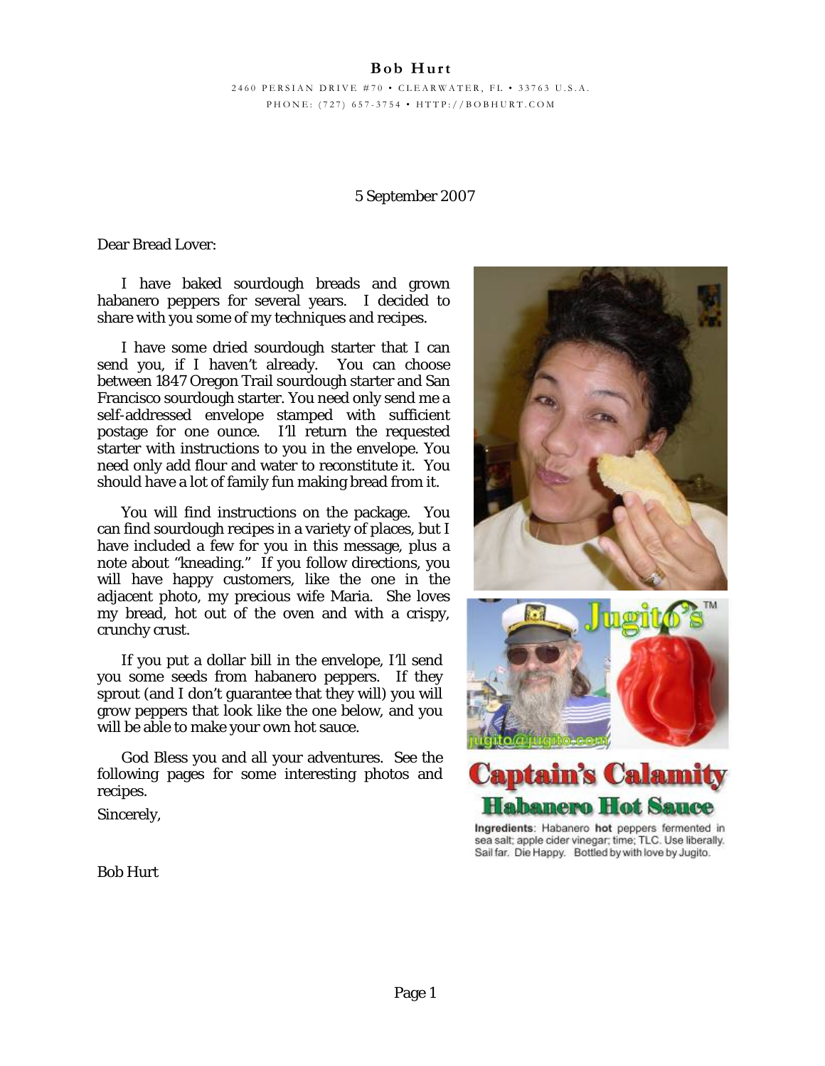**Bob Hurt**

2460 PERSIAN DRIVE #70 • CLEARWATER, FL • 33763 U.S.A.
PHONE: (727) 657-3754 • HTTP://BOBHURT.COM

5 September 2007

Dear Bread Lover:

I have baked sourdough breads and grown habanero peppers for several years. I decided to share with you some of my techniques and recipes.

I have some dried sourdough starter that I can send you, if I haven't already. You can choose between 1847 Oregon Trail sourdough starter and San Francisco sourdough starter. You need only send me a self-addressed envelope stamped with sufficient postage for one ounce. I'll return the requested starter with instructions to you in the envelope. You need only add flour and water to reconstitute it. You should have a lot of family fun making bread from it.

You will find instructions on the package. You can find sourdough recipes in a variety of places, but I have included a few for you in this message, plus a note about "kneading." If you follow directions, you will have happy customers, like the one in the adjacent photo, my precious wife Maria. She loves my bread, hot out of the oven and with a crispy, crunchy crust.

If you put a dollar bill in the envelope, I'll send you some seeds from habanero peppers. If they sprout (and I don't guarantee that they will) you will grow peppers that look like the one below, and you will be able to make your own hot sauce.

God Bless you and all your adventures. See the following pages for some interesting photos and recipes.

Sincerely,

Bob Hurt

Jugito's™

jugito@jugito.com

**Captain's Calamity Habanero Hot Sauce**

**Ingredients**: Habanero **hot** peppers fermented in sea salt; apple cider vinegar; time; TLC. Use liberally. Sail far. Die Happy. Bottled by with love by Jugito.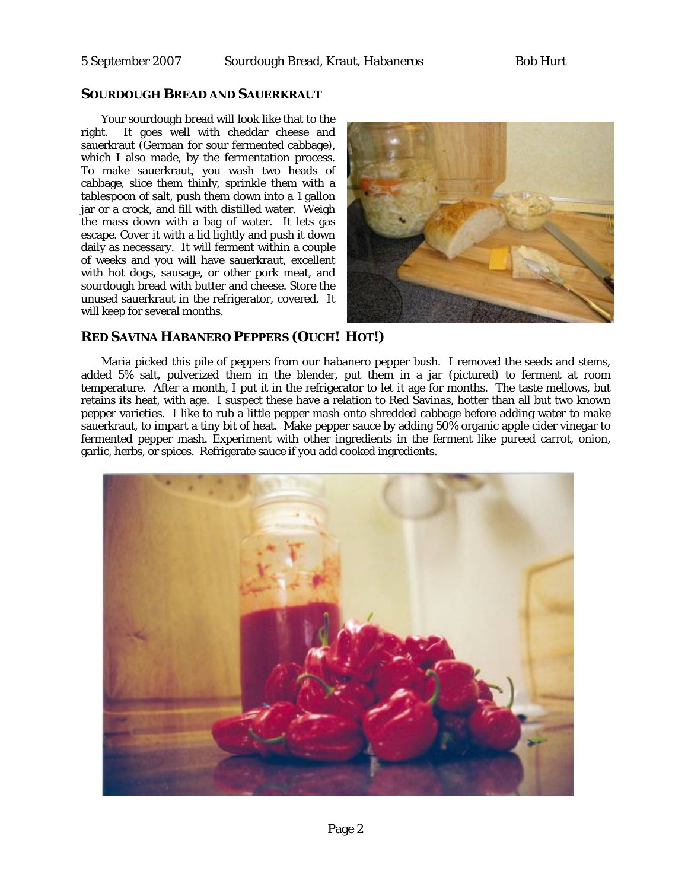## SOURDOUGH BREAD AND SAUERKRAUT

Your sourdough bread will look like that to the right. It goes well with cheddar cheese and sauerkraut (German for sour fermented cabbage), which I also made, by the fermentation process. To make sauerkraut, you wash two heads of cabbage, slice them thinly, sprinkle them with a tablespoon of salt, push them down into a 1 gallon jar or a crock, and fill with distilled water. Weigh the mass down with a bag of water. It lets gas escape. Cover it with a lid lightly and push it down daily as necessary. It will ferment within a couple of weeks and you will have sauerkraut, excellent with hot dogs, sausage, or other pork meat, and sourdough bread with butter and cheese. Store the unused sauerkraut in the refrigerator, covered. It will keep for several months.

## RED SAVINA HABANERO PEPPERS (OUCH! HOT!)

Maria picked this pile of peppers from our habanero pepper bush. I removed the seeds and stems, added 5% salt, pulverized them in the blender, put them in a jar (pictured) to ferment at room temperature. After a month, I put it in the refrigerator to let it age for months. The taste mellows, but retains its heat, with age. I suspect these have a relation to Red Savinas, hotter than all but two known pepper varieties. I like to rub a little pepper mash onto shredded cabbage before adding water to make sauerkraut, to impart a tiny bit of heat. Make pepper sauce by adding 50% organic apple cider vinegar to fermented pepper mash. Experiment with other ingredients in the ferment like pureed carrot, onion, garlic, herbs, or spices. Refrigerate sauce if you add cooked ingredients.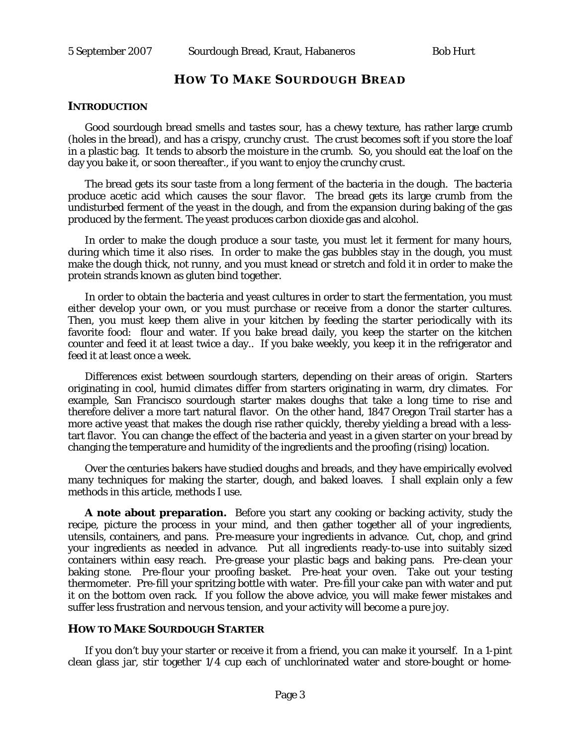# HOW TO MAKE SOURDOUGH BREAD

## INTRODUCTION

Good sourdough bread smells and tastes sour, has a chewy texture, has rather large crumb (holes in the bread), and has a crispy, crunchy crust. The crust becomes soft if you store the loaf in a plastic bag. It tends to absorb the moisture in the crumb. So, you should eat the loaf on the day you bake it, or soon thereafter., if you want to enjoy the crunchy crust.

The bread gets its sour taste from a long ferment of the bacteria in the dough. The bacteria produce acetic acid which causes the sour flavor. The bread gets its large crumb from the undisturbed ferment of the yeast in the dough, and from the expansion during baking of the gas produced by the ferment. The yeast produces carbon dioxide gas and alcohol.

In order to make the dough produce a sour taste, you must let it ferment for many hours, during which time it also rises. In order to make the gas bubbles stay in the dough, you must make the dough thick, not runny, and you must knead or stretch and fold it in order to make the protein strands known as gluten bind together.

In order to obtain the bacteria and yeast cultures in order to start the fermentation, you must either develop your own, or you must purchase or receive from a donor the starter cultures. Then, you must keep them alive in your kitchen by feeding the starter periodically with its favorite food: flour and water. If you bake bread daily, you keep the starter on the kitchen counter and feed it at least twice a day.. If you bake weekly, you keep it in the refrigerator and feed it at least once a week.

Differences exist between sourdough starters, depending on their areas of origin. Starters originating in cool, humid climates differ from starters originating in warm, dry climates. For example, San Francisco sourdough starter makes doughs that take a long time to rise and therefore deliver a more tart natural flavor. On the other hand, 1847 Oregon Trail starter has a more active yeast that makes the dough rise rather quickly, thereby yielding a bread with a less-tart flavor. You can change the effect of the bacteria and yeast in a given starter on your bread by changing the temperature and humidity of the ingredients and the proofing (rising) location.

Over the centuries bakers have studied doughs and breads, and they have empirically evolved many techniques for making the starter, dough, and baked loaves. I shall explain only a few methods in this article, methods I use.

**A note about preparation.** Before you start any cooking or backing activity, study the recipe, picture the process in your mind, and then gather together all of your ingredients, utensils, containers, and pans. Pre-measure your ingredients in advance. Cut, chop, and grind your ingredients as needed in advance. Put all ingredients ready-to-use into suitably sized containers within easy reach. Pre-grease your plastic bags and baking pans. Pre-clean your baking stone. Pre-flour your proofing basket. Pre-heat your oven. Take out your testing thermometer. Pre-fill your spritzing bottle with water. Pre-fill your cake pan with water and put it on the bottom oven rack. If you follow the above advice, you will make fewer mistakes and suffer less frustration and nervous tension, and your activity will become a pure joy.

## HOW TO MAKE SOURDOUGH STARTER

If you don't buy your starter or receive it from a friend, you can make it yourself. In a 1-pint clean glass jar, stir together 1/4 cup each of unchlorinated water and store-bought or home-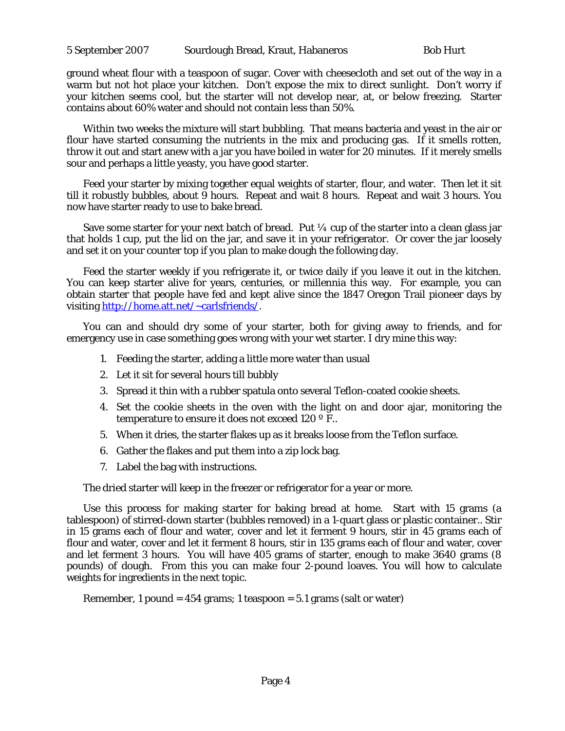ground wheat flour with a teaspoon of sugar. Cover with cheesecloth and set out of the way in a warm but not hot place your kitchen. Don't expose the mix to direct sunlight. Don't worry if your kitchen seems cool, but the starter will not develop near, at, or below freezing. Starter contains about 60% water and should not contain less than 50%.

Within two weeks the mixture will start bubbling. That means bacteria and yeast in the air or flour have started consuming the nutrients in the mix and producing gas. If it smells rotten, throw it out and start anew with a jar you have boiled in water for 20 minutes. If it merely smells sour and perhaps a little yeasty, you have good starter.

Feed your starter by mixing together equal weights of starter, flour, and water. Then let it sit till it robustly bubbles, about 9 hours. Repeat and wait 8 hours. Repeat and wait 3 hours. You now have starter ready to use to bake bread.

Save some starter for your next batch of bread. Put ¼ cup of the starter into a clean glass jar that holds 1 cup, put the lid on the jar, and save it in your refrigerator. Or cover the jar loosely and set it on your counter top if you plan to make dough the following day.

Feed the starter weekly if you refrigerate it, or twice daily if you leave it out in the kitchen. You can keep starter alive for years, centuries, or millennia this way. For example, you can obtain starter that people have fed and kept alive since the 1847 Oregon Trail pioneer days by visiting [http://home.att.net/~carlsfriends/](http://home.att.net/~carlsfriends/).

You can and should dry some of your starter, both for giving away to friends, and for emergency use in case something goes wrong with your wet starter. I dry mine this way:

1. Feeding the starter, adding a little more water than usual
2. Let it sit for several hours till bubbly
3. Spread it thin with a rubber spatula onto several Teflon-coated cookie sheets.
4. Set the cookie sheets in the oven with the light on and door ajar, monitoring the temperature to ensure it does not exceed 120 º F..
5. When it dries, the starter flakes up as it breaks loose from the Teflon surface.
6. Gather the flakes and put them into a zip lock bag.
7. Label the bag with instructions.

The dried starter will keep in the freezer or refrigerator for a year or more.

Use this process for making starter for baking bread at home. Start with 15 grams (a tablespoon) of stirred-down starter (bubbles removed) in a 1-quart glass or plastic container.. Stir in 15 grams each of flour and water, cover and let it ferment 9 hours, stir in 45 grams each of flour and water, cover and let it ferment 8 hours, stir in 135 grams each of flour and water, cover and let ferment 3 hours. You will have 405 grams of starter, enough to make 3640 grams (8 pounds) of dough. From this you can make four 2-pound loaves. You will how to calculate weights for ingredients in the next topic.

Remember, 1 pound = 454 grams; 1 teaspoon = 5.1 grams (salt or water)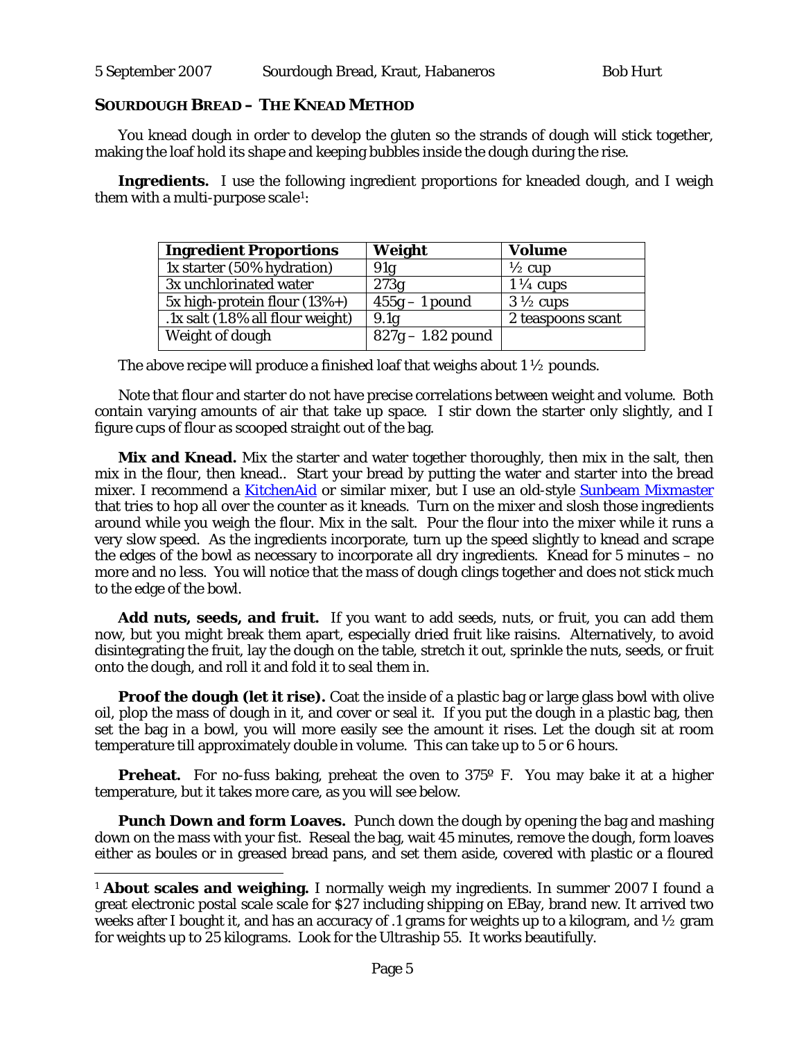## SOURDOUGH BREAD – THE KNEAD METHOD

You knead dough in order to develop the gluten so the strands of dough will stick together, making the loaf hold its shape and keeping bubbles inside the dough during the rise.

**Ingredients.** I use the following ingredient proportions for kneaded dough, and I weigh them with a multi-purpose scale[1]:

| Ingredient Proportions | Weight | Volume |
|---|---|---|
| 1x starter (50% hydration) | 91g | ½ cup |
| 3x unchlorinated water | 273g | 1 ¼ cups |
| 5x high-protein flour (13%+) | 455g – 1 pound | 3 ½ cups |
| .1x salt (1.8% all flour weight) | 9.1g | 2 teaspoons scant |
| Weight of dough | 827g – 1.82 pound | |

The above recipe will produce a finished loaf that weighs about 1 ½ pounds.

Note that flour and starter do not have precise correlations between weight and volume. Both contain varying amounts of air that take up space. I stir down the starter only slightly, and I figure cups of flour as scooped straight out of the bag.

**Mix and Knead.** Mix the starter and water together thoroughly, then mix in the salt, then mix in the flour, then knead.. Start your bread by putting the water and starter into the bread mixer. I recommend a KitchenAid or similar mixer, but I use an old-style Sunbeam Mixmaster that tries to hop all over the counter as it kneads. Turn on the mixer and slosh those ingredients around while you weigh the flour. Mix in the salt. Pour the flour into the mixer while it runs a very slow speed. As the ingredients incorporate, turn up the speed slightly to knead and scrape the edges of the bowl as necessary to incorporate all dry ingredients. Knead for 5 minutes – no more and no less. You will notice that the mass of dough clings together and does not stick much to the edge of the bowl.

**Add nuts, seeds, and fruit.** If you want to add seeds, nuts, or fruit, you can add them now, but you might break them apart, especially dried fruit like raisins. Alternatively, to avoid disintegrating the fruit, lay the dough on the table, stretch it out, sprinkle the nuts, seeds, or fruit onto the dough, and roll it and fold it to seal them in.

**Proof the dough (let it rise).** Coat the inside of a plastic bag or large glass bowl with olive oil, plop the mass of dough in it, and cover or seal it. If you put the dough in a plastic bag, then set the bag in a bowl, you will more easily see the amount it rises. Let the dough sit at room temperature till approximately double in volume. This can take up to 5 or 6 hours.

**Preheat.** For no-fuss baking, preheat the oven to 375º F. You may bake it at a higher temperature, but it takes more care, as you will see below.

**Punch Down and form Loaves.** Punch down the dough by opening the bag and mashing down on the mass with your fist. Reseal the bag, wait 45 minutes, remove the dough, form loaves either as boules or in greased bread pans, and set them aside, covered with plastic or a floured

---

[1] **About scales and weighing.** I normally weigh my ingredients. In summer 2007 I found a great electronic postal scale scale for $27 including shipping on EBay, brand new. It arrived two weeks after I bought it, and has an accuracy of .1 grams for weights up to a kilogram, and ½ gram for weights up to 25 kilograms. Look for the Ultraship 55. It works beautifully.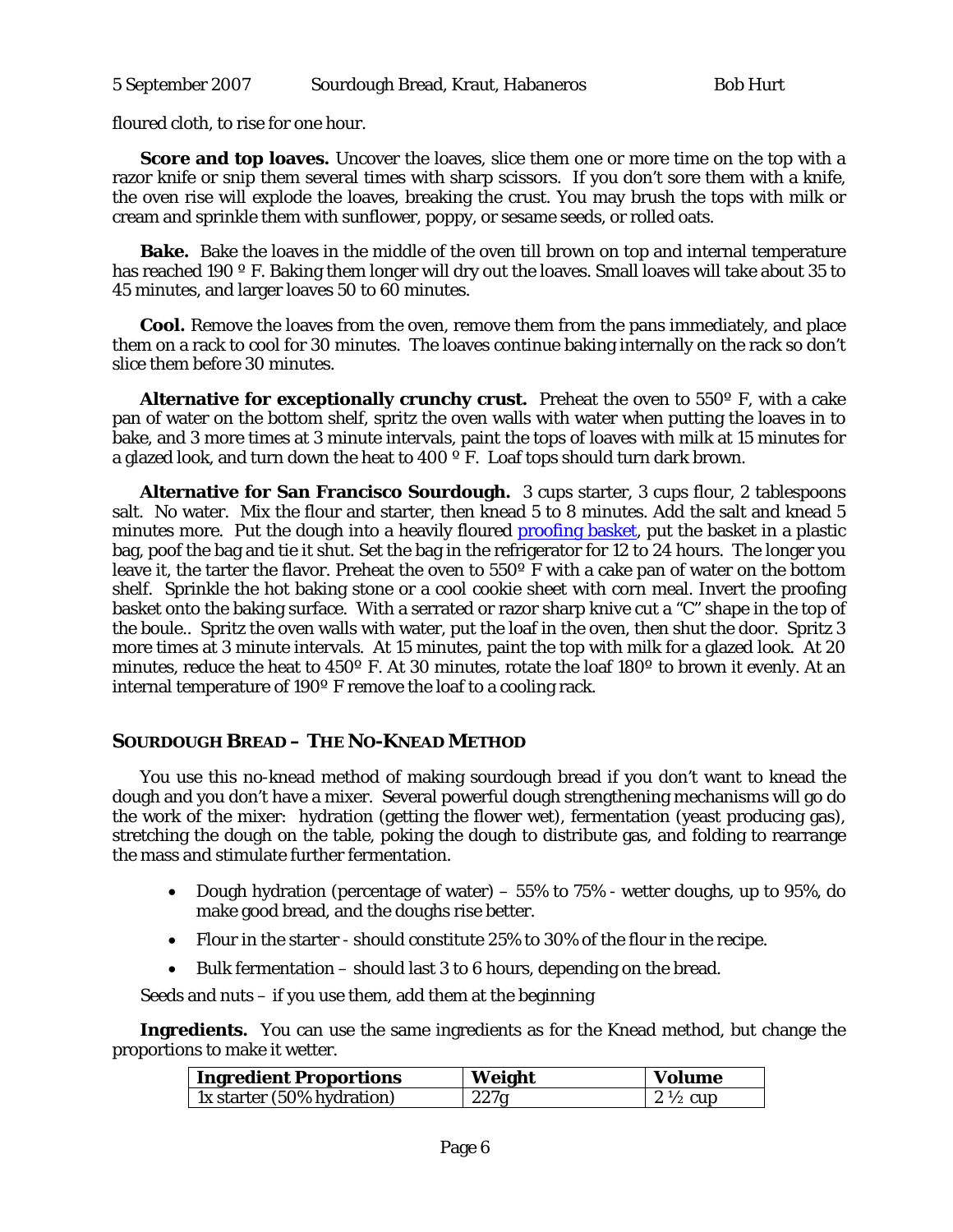floured cloth, to rise for one hour.

**Score and top loaves.** Uncover the loaves, slice them one or more time on the top with a razor knife or snip them several times with sharp scissors. If you don't sore them with a knife, the oven rise will explode the loaves, breaking the crust. You may brush the tops with milk or cream and sprinkle them with sunflower, poppy, or sesame seeds, or rolled oats.

**Bake.** Bake the loaves in the middle of the oven till brown on top and internal temperature has reached 190 º F. Baking them longer will dry out the loaves. Small loaves will take about 35 to 45 minutes, and larger loaves 50 to 60 minutes.

**Cool.** Remove the loaves from the oven, remove them from the pans immediately, and place them on a rack to cool for 30 minutes. The loaves continue baking internally on the rack so don't slice them before 30 minutes.

**Alternative for exceptionally crunchy crust.** Preheat the oven to 550º F, with a cake pan of water on the bottom shelf, spritz the oven walls with water when putting the loaves in to bake, and 3 more times at 3 minute intervals, paint the tops of loaves with milk at 15 minutes for a glazed look, and turn down the heat to 400 º F. Loaf tops should turn dark brown.

**Alternative for San Francisco Sourdough.** 3 cups starter, 3 cups flour, 2 tablespoons salt. No water. Mix the flour and starter, then knead 5 to 8 minutes. Add the salt and knead 5 minutes more. Put the dough into a heavily floured proofing basket, put the basket in a plastic bag, poof the bag and tie it shut. Set the bag in the refrigerator for 12 to 24 hours. The longer you leave it, the tarter the flavor. Preheat the oven to 550º F with a cake pan of water on the bottom shelf. Sprinkle the hot baking stone or a cool cookie sheet with corn meal. Invert the proofing basket onto the baking surface. With a serrated or razor sharp knive cut a "C" shape in the top of the boule.. Spritz the oven walls with water, put the loaf in the oven, then shut the door. Spritz 3 more times at 3 minute intervals. At 15 minutes, paint the top with milk for a glazed look. At 20 minutes, reduce the heat to 450º F. At 30 minutes, rotate the loaf 180º to brown it evenly. At an internal temperature of 190º F remove the loaf to a cooling rack.

## SOURDOUGH BREAD – THE NO-KNEAD METHOD

You use this no-knead method of making sourdough bread if you don't want to knead the dough and you don't have a mixer. Several powerful dough strengthening mechanisms will go do the work of the mixer: hydration (getting the flower wet), fermentation (yeast producing gas), stretching the dough on the table, poking the dough to distribute gas, and folding to rearrange the mass and stimulate further fermentation.

- Dough hydration (percentage of water) – 55% to 75% - wetter doughs, up to 95%, do make good bread, and the doughs rise better.
- Flour in the starter - should constitute 25% to 30% of the flour in the recipe.
- Bulk fermentation – should last 3 to 6 hours, depending on the bread.

Seeds and nuts – if you use them, add them at the beginning

**Ingredients.** You can use the same ingredients as for the Knead method, but change the proportions to make it wetter.

| Ingredient Proportions | Weight | Volume |
|---|---|---|
| 1x starter (50% hydration) | 227g | 2 ½ cup |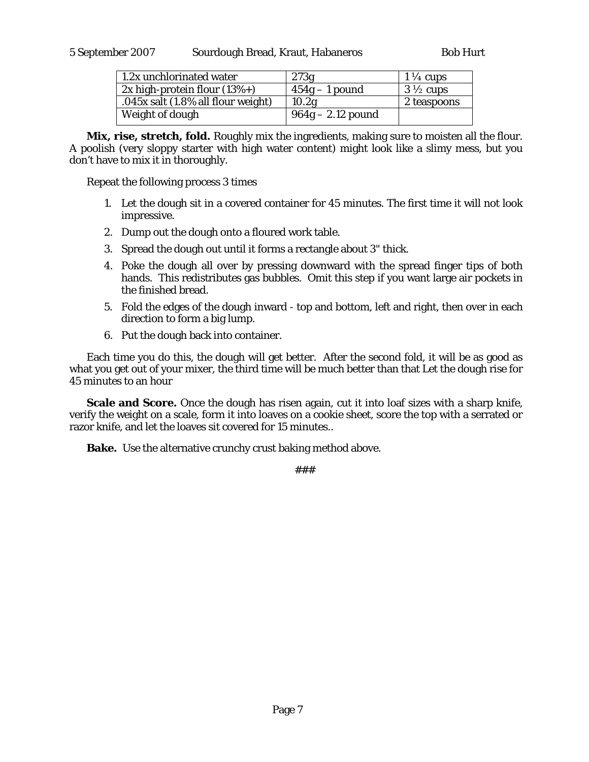| 1.2x unchlorinated water | 273g | 1 ¼ cups |
|---|---|---|
| 2x high-protein flour (13%+) | 454g – 1 pound | 3 ½ cups |
| .045x salt (1.8% all flour weight) | 10.2g | 2 teaspoons |
| Weight of dough | 964g – 2.12 pound | |

**Mix, rise, stretch, fold.** Roughly mix the ingredients, making sure to moisten all the flour. A poolish (very sloppy starter with high water content) might look like a slimy mess, but you don't have to mix it in thoroughly.

Repeat the following process 3 times

1. Let the dough sit in a covered container for 45 minutes. The first time it will not look impressive.
2. Dump out the dough onto a floured work table.
3. Spread the dough out until it forms a rectangle about 3" thick.
4. Poke the dough all over by pressing downward with the spread finger tips of both hands. This redistributes gas bubbles. Omit this step if you want large air pockets in the finished bread.
5. Fold the edges of the dough inward - top and bottom, left and right, then over in each direction to form a big lump.
6. Put the dough back into container.

Each time you do this, the dough will get better. After the second fold, it will be as good as what you get out of your mixer, the third time will be much better than that Let the dough rise for 45 minutes to an hour

**Scale and Score.** Once the dough has risen again, cut it into loaf sizes with a sharp knife, verify the weight on a scale, form it into loaves on a cookie sheet, score the top with a serrated or razor knife, and let the loaves sit covered for 15 minutes..

**Bake.** Use the alternative crunchy crust baking method above.

###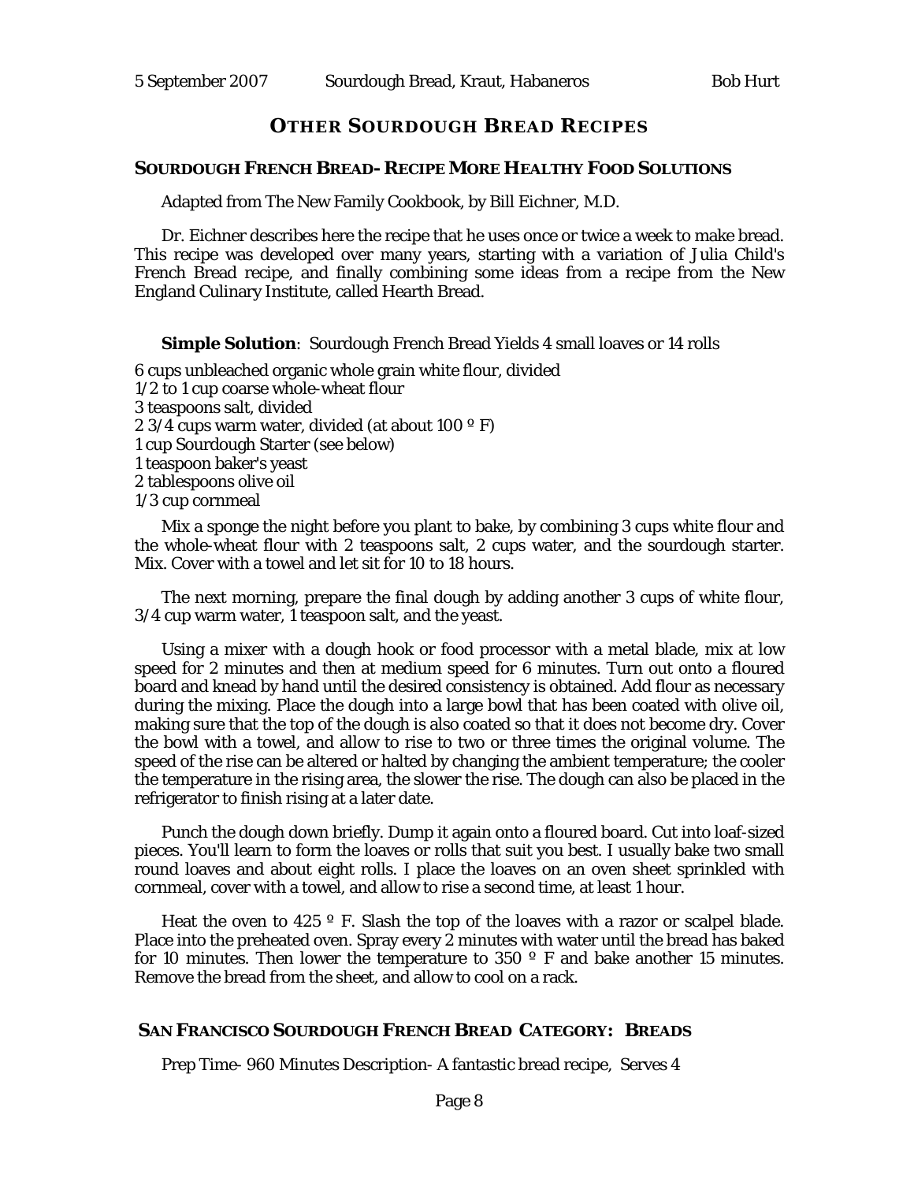## OTHER SOURDOUGH BREAD RECIPES

### SOURDOUGH FRENCH BREAD- RECIPE MORE HEALTHY FOOD SOLUTIONS

Adapted from The New Family Cookbook, by Bill Eichner, M.D.

Dr. Eichner describes here the recipe that he uses once or twice a week to make bread. This recipe was developed over many years, starting with a variation of Julia Child's French Bread recipe, and finally combining some ideas from a recipe from the New England Culinary Institute, called Hearth Bread.

**Simple Solution**: Sourdough French Bread Yields 4 small loaves or 14 rolls

6 cups unbleached organic whole grain white flour, divided
1/2 to 1 cup coarse whole-wheat flour
3 teaspoons salt, divided
2 3/4 cups warm water, divided (at about 100 º F)
1 cup Sourdough Starter (see below)
1 teaspoon baker's yeast
2 tablespoons olive oil
1/3 cup cornmeal

Mix a sponge the night before you plant to bake, by combining 3 cups white flour and the whole-wheat flour with 2 teaspoons salt, 2 cups water, and the sourdough starter. Mix. Cover with a towel and let sit for 10 to 18 hours.

The next morning, prepare the final dough by adding another 3 cups of white flour, 3/4 cup warm water, 1 teaspoon salt, and the yeast.

Using a mixer with a dough hook or food processor with a metal blade, mix at low speed for 2 minutes and then at medium speed for 6 minutes. Turn out onto a floured board and knead by hand until the desired consistency is obtained. Add flour as necessary during the mixing. Place the dough into a large bowl that has been coated with olive oil, making sure that the top of the dough is also coated so that it does not become dry. Cover the bowl with a towel, and allow to rise to two or three times the original volume. The speed of the rise can be altered or halted by changing the ambient temperature; the cooler the temperature in the rising area, the slower the rise. The dough can also be placed in the refrigerator to finish rising at a later date.

Punch the dough down briefly. Dump it again onto a floured board. Cut into loaf-sized pieces. You'll learn to form the loaves or rolls that suit you best. I usually bake two small round loaves and about eight rolls. I place the loaves on an oven sheet sprinkled with cornmeal, cover with a towel, and allow to rise a second time, at least 1 hour.

Heat the oven to 425 º F. Slash the top of the loaves with a razor or scalpel blade. Place into the preheated oven. Spray every 2 minutes with water until the bread has baked for 10 minutes. Then lower the temperature to 350 º F and bake another 15 minutes. Remove the bread from the sheet, and allow to cool on a rack.

### SAN FRANCISCO SOURDOUGH FRENCH BREAD CATEGORY: BREADS

Prep Time- 960 Minutes Description- A fantastic bread recipe, Serves 4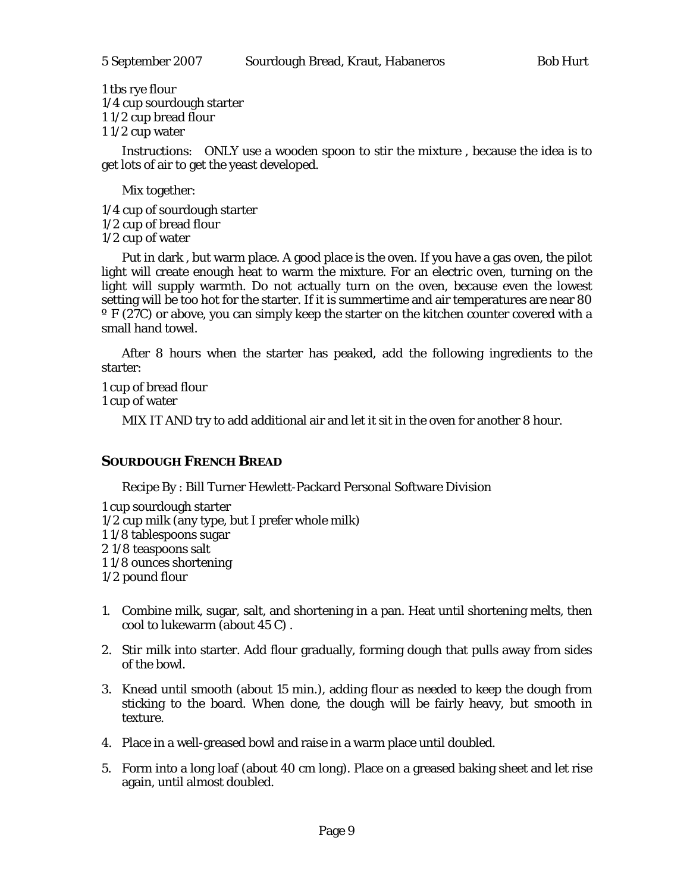1 tbs rye flour
1/4 cup sourdough starter
1 1/2 cup bread flour
1 1/2 cup water

Instructions: ONLY use a wooden spoon to stir the mixture , because the idea is to get lots of air to get the yeast developed.

Mix together:

1/4 cup of sourdough starter
1/2 cup of bread flour
1/2 cup of water

Put in dark , but warm place. A good place is the oven. If you have a gas oven, the pilot light will create enough heat to warm the mixture. For an electric oven, turning on the light will supply warmth. Do not actually turn on the oven, because even the lowest setting will be too hot for the starter. If it is summertime and air temperatures are near 80 º F (27C) or above, you can simply keep the starter on the kitchen counter covered with a small hand towel.

After 8 hours when the starter has peaked, add the following ingredients to the starter:

1 cup of bread flour
1 cup of water

MIX IT AND try to add additional air and let it sit in the oven for another 8 hour.

## SOURDOUGH FRENCH BREAD

Recipe By : Bill Turner Hewlett-Packard Personal Software Division

1 cup sourdough starter
1/2 cup milk (any type, but I prefer whole milk)
1 1/8 tablespoons sugar
2 1/8 teaspoons salt
1 1/8 ounces shortening
1/2 pound flour

1. Combine milk, sugar, salt, and shortening in a pan. Heat until shortening melts, then cool to lukewarm (about 45 C) .
2. Stir milk into starter. Add flour gradually, forming dough that pulls away from sides of the bowl.
3. Knead until smooth (about 15 min.), adding flour as needed to keep the dough from sticking to the board. When done, the dough will be fairly heavy, but smooth in texture.
4. Place in a well-greased bowl and raise in a warm place until doubled.
5. Form into a long loaf (about 40 cm long). Place on a greased baking sheet and let rise again, until almost doubled.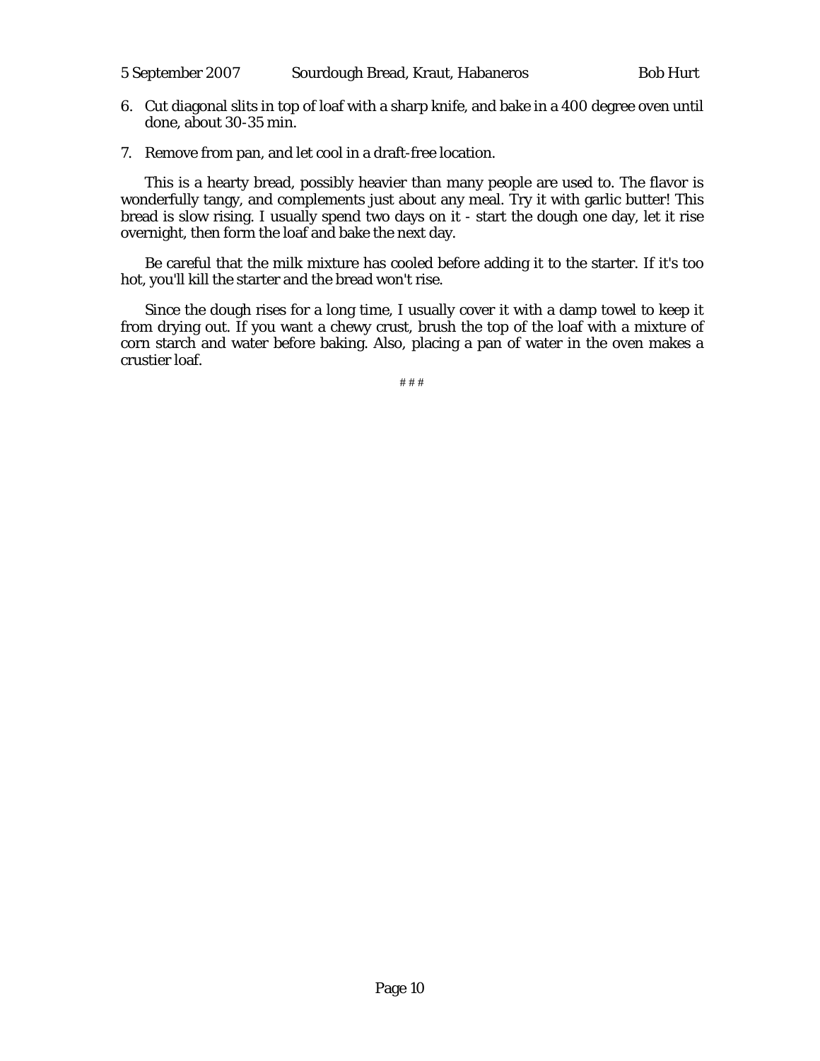6. Cut diagonal slits in top of loaf with a sharp knife, and bake in a 400 degree oven until done, about 30-35 min.

7. Remove from pan, and let cool in a draft-free location.

This is a hearty bread, possibly heavier than many people are used to. The flavor is wonderfully tangy, and complements just about any meal. Try it with garlic butter! This bread is slow rising. I usually spend two days on it - start the dough one day, let it rise overnight, then form the loaf and bake the next day.

Be careful that the milk mixture has cooled before adding it to the starter. If it's too hot, you'll kill the starter and the bread won't rise.

Since the dough rises for a long time, I usually cover it with a damp towel to keep it from drying out. If you want a chewy crust, brush the top of the loaf with a mixture of corn starch and water before baking. Also, placing a pan of water in the oven makes a crustier loaf.

# # #